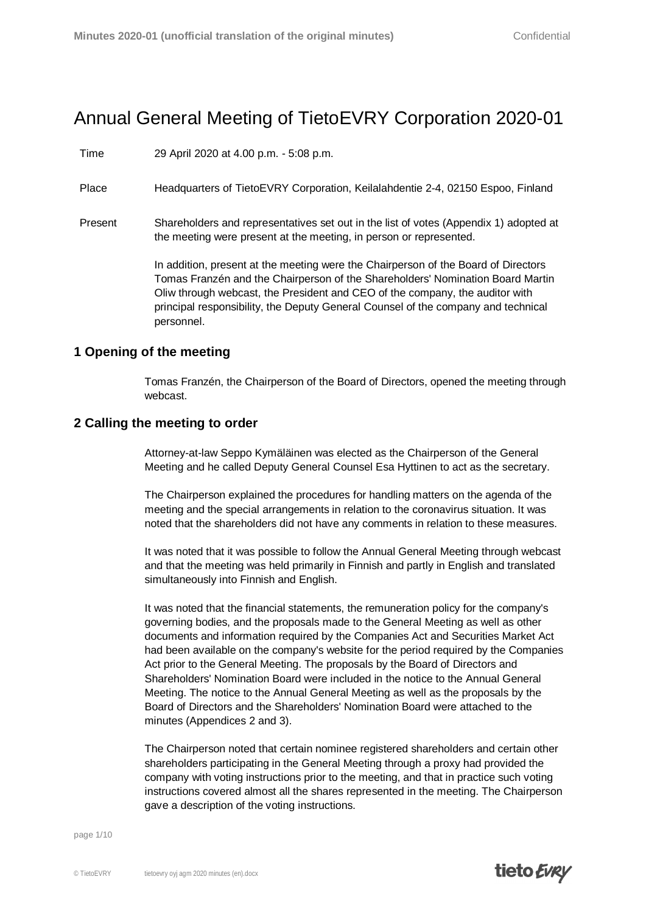# Annual General Meeting of TietoEVRY Corporation 2020-01

| | |
|---|---|
| Time | 29 April 2020 at 4.00 p.m. - 5:08 p.m. |
| Place | Headquarters of TietoEVRY Corporation, Keilalahdentie 2-4, 02150 Espoo, Finland |
| Present | Shareholders and representatives set out in the list of votes (Appendix 1) adopted at the meeting were present at the meeting, in person or represented.<br><br>In addition, present at the meeting were the Chairperson of the Board of Directors Tomas Franzén and the Chairperson of the Shareholders' Nomination Board Martin Oliw through webcast, the President and CEO of the company, the auditor with principal responsibility, the Deputy General Counsel of the company and technical personnel. |

## 1 Opening of the meeting

Tomas Franzén, the Chairperson of the Board of Directors, opened the meeting through webcast.

## 2 Calling the meeting to order

Attorney-at-law Seppo Kymäläinen was elected as the Chairperson of the General Meeting and he called Deputy General Counsel Esa Hyttinen to act as the secretary.

The Chairperson explained the procedures for handling matters on the agenda of the meeting and the special arrangements in relation to the coronavirus situation. It was noted that the shareholders did not have any comments in relation to these measures.

It was noted that it was possible to follow the Annual General Meeting through webcast and that the meeting was held primarily in Finnish and partly in English and translated simultaneously into Finnish and English.

It was noted that the financial statements, the remuneration policy for the company's governing bodies, and the proposals made to the General Meeting as well as other documents and information required by the Companies Act and Securities Market Act had been available on the company's website for the period required by the Companies Act prior to the General Meeting. The proposals by the Board of Directors and Shareholders' Nomination Board were included in the notice to the Annual General Meeting. The notice to the Annual General Meeting as well as the proposals by the Board of Directors and the Shareholders' Nomination Board were attached to the minutes (Appendices 2 and 3).

The Chairperson noted that certain nominee registered shareholders and certain other shareholders participating in the General Meeting through a proxy had provided the company with voting instructions prior to the meeting, and that in practice such voting instructions covered almost all the shares represented in the meeting. The Chairperson gave a description of the voting instructions.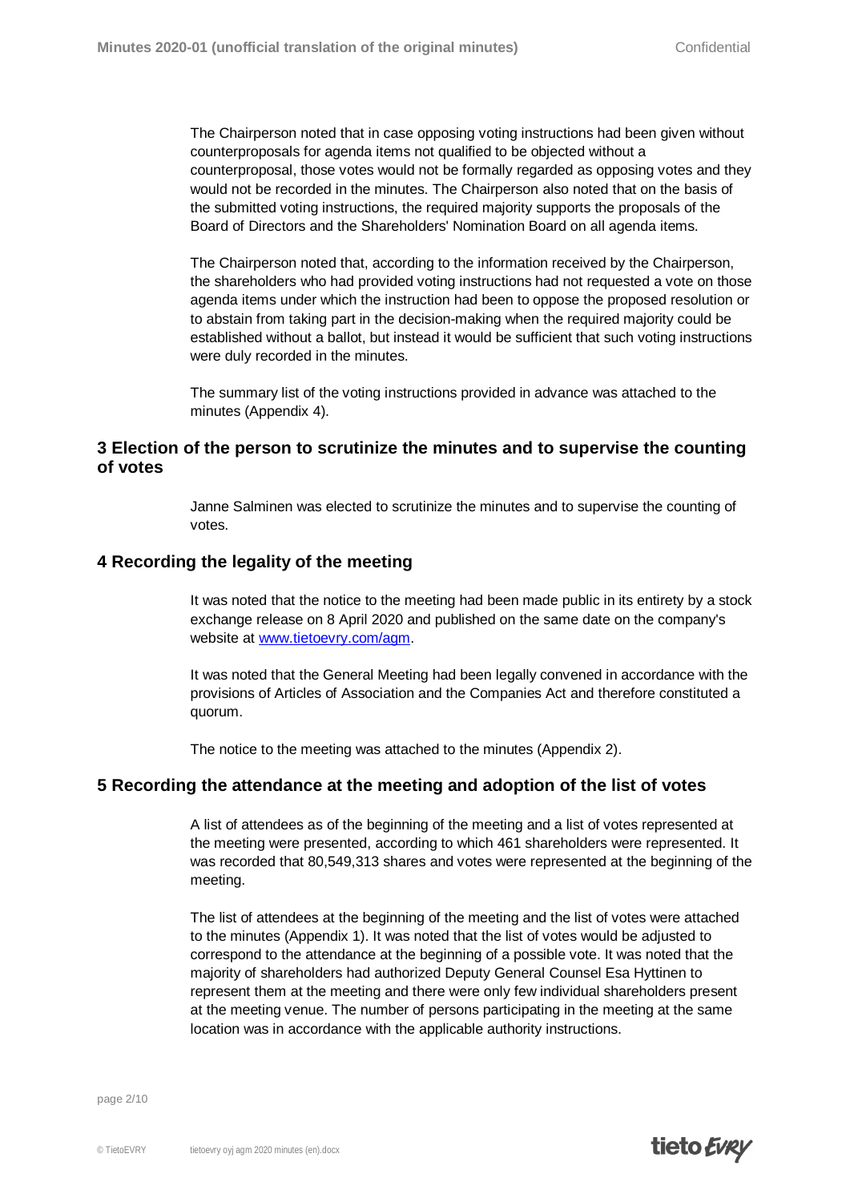The Chairperson noted that in case opposing voting instructions had been given without counterproposals for agenda items not qualified to be objected without a counterproposal, those votes would not be formally regarded as opposing votes and they would not be recorded in the minutes. The Chairperson also noted that on the basis of the submitted voting instructions, the required majority supports the proposals of the Board of Directors and the Shareholders' Nomination Board on all agenda items.

The Chairperson noted that, according to the information received by the Chairperson, the shareholders who had provided voting instructions had not requested a vote on those agenda items under which the instruction had been to oppose the proposed resolution or to abstain from taking part in the decision-making when the required majority could be established without a ballot, but instead it would be sufficient that such voting instructions were duly recorded in the minutes.

The summary list of the voting instructions provided in advance was attached to the minutes (Appendix 4).

## 3 Election of the person to scrutinize the minutes and to supervise the counting of votes

Janne Salminen was elected to scrutinize the minutes and to supervise the counting of votes.

## 4 Recording the legality of the meeting

It was noted that the notice to the meeting had been made public in its entirety by a stock exchange release on 8 April 2020 and published on the same date on the company's website at www.tietoevry.com/agm.

It was noted that the General Meeting had been legally convened in accordance with the provisions of Articles of Association and the Companies Act and therefore constituted a quorum.

The notice to the meeting was attached to the minutes (Appendix 2).

## 5 Recording the attendance at the meeting and adoption of the list of votes

A list of attendees as of the beginning of the meeting and a list of votes represented at the meeting were presented, according to which 461 shareholders were represented. It was recorded that 80,549,313 shares and votes were represented at the beginning of the meeting.

The list of attendees at the beginning of the meeting and the list of votes were attached to the minutes (Appendix 1). It was noted that the list of votes would be adjusted to correspond to the attendance at the beginning of a possible vote. It was noted that the majority of shareholders had authorized Deputy General Counsel Esa Hyttinen to represent them at the meeting and there were only few individual shareholders present at the meeting venue. The number of persons participating in the meeting at the same location was in accordance with the applicable authority instructions.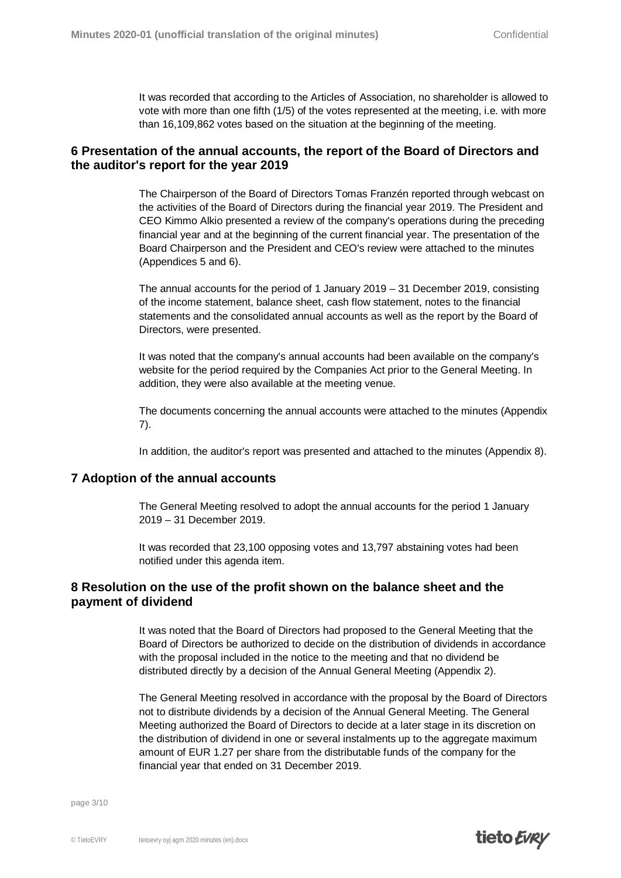It was recorded that according to the Articles of Association, no shareholder is allowed to vote with more than one fifth (1/5) of the votes represented at the meeting, i.e. with more than 16,109,862 votes based on the situation at the beginning of the meeting.

## 6 Presentation of the annual accounts, the report of the Board of Directors and the auditor's report for the year 2019

The Chairperson of the Board of Directors Tomas Franzén reported through webcast on the activities of the Board of Directors during the financial year 2019. The President and CEO Kimmo Alkio presented a review of the company's operations during the preceding financial year and at the beginning of the current financial year. The presentation of the Board Chairperson and the President and CEO's review were attached to the minutes (Appendices 5 and 6).

The annual accounts for the period of 1 January 2019 – 31 December 2019, consisting of the income statement, balance sheet, cash flow statement, notes to the financial statements and the consolidated annual accounts as well as the report by the Board of Directors, were presented.

It was noted that the company's annual accounts had been available on the company's website for the period required by the Companies Act prior to the General Meeting. In addition, they were also available at the meeting venue.

The documents concerning the annual accounts were attached to the minutes (Appendix 7).

In addition, the auditor's report was presented and attached to the minutes (Appendix 8).

## 7 Adoption of the annual accounts

The General Meeting resolved to adopt the annual accounts for the period 1 January 2019 – 31 December 2019.

It was recorded that 23,100 opposing votes and 13,797 abstaining votes had been notified under this agenda item.

## 8 Resolution on the use of the profit shown on the balance sheet and the payment of dividend

It was noted that the Board of Directors had proposed to the General Meeting that the Board of Directors be authorized to decide on the distribution of dividends in accordance with the proposal included in the notice to the meeting and that no dividend be distributed directly by a decision of the Annual General Meeting (Appendix 2).

The General Meeting resolved in accordance with the proposal by the Board of Directors not to distribute dividends by a decision of the Annual General Meeting. The General Meeting authorized the Board of Directors to decide at a later stage in its discretion on the distribution of dividend in one or several instalments up to the aggregate maximum amount of EUR 1.27 per share from the distributable funds of the company for the financial year that ended on 31 December 2019.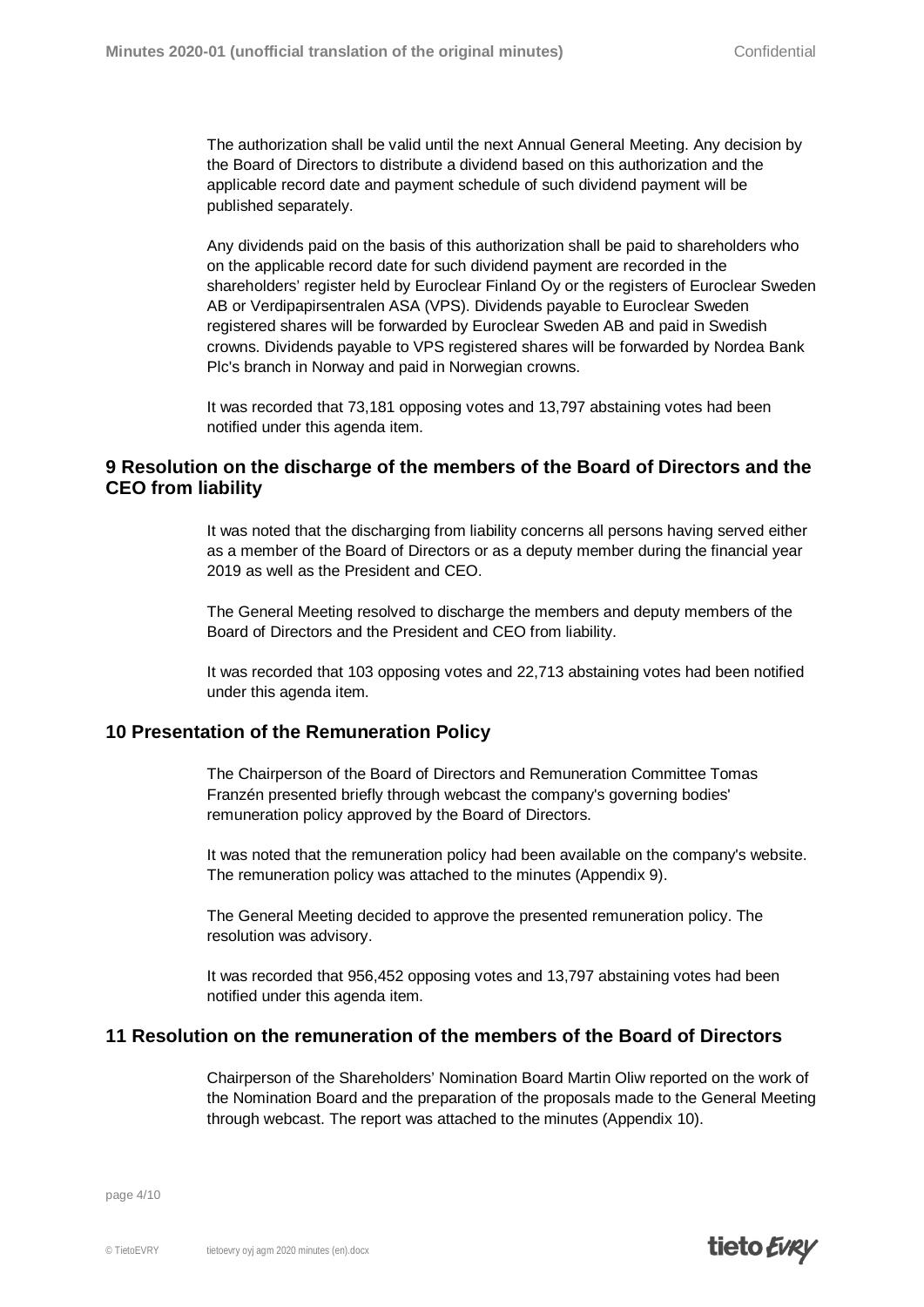The authorization shall be valid until the next Annual General Meeting. Any decision by the Board of Directors to distribute a dividend based on this authorization and the applicable record date and payment schedule of such dividend payment will be published separately.

Any dividends paid on the basis of this authorization shall be paid to shareholders who on the applicable record date for such dividend payment are recorded in the shareholders' register held by Euroclear Finland Oy or the registers of Euroclear Sweden AB or Verdipapirsentralen ASA (VPS). Dividends payable to Euroclear Sweden registered shares will be forwarded by Euroclear Sweden AB and paid in Swedish crowns. Dividends payable to VPS registered shares will be forwarded by Nordea Bank Plc's branch in Norway and paid in Norwegian crowns.

It was recorded that 73,181 opposing votes and 13,797 abstaining votes had been notified under this agenda item.

## 9 Resolution on the discharge of the members of the Board of Directors and the CEO from liability

It was noted that the discharging from liability concerns all persons having served either as a member of the Board of Directors or as a deputy member during the financial year 2019 as well as the President and CEO.

The General Meeting resolved to discharge the members and deputy members of the Board of Directors and the President and CEO from liability.

It was recorded that 103 opposing votes and 22,713 abstaining votes had been notified under this agenda item.

## 10 Presentation of the Remuneration Policy

The Chairperson of the Board of Directors and Remuneration Committee Tomas Franzén presented briefly through webcast the company's governing bodies' remuneration policy approved by the Board of Directors.

It was noted that the remuneration policy had been available on the company's website. The remuneration policy was attached to the minutes (Appendix 9).

The General Meeting decided to approve the presented remuneration policy. The resolution was advisory.

It was recorded that 956,452 opposing votes and 13,797 abstaining votes had been notified under this agenda item.

## 11 Resolution on the remuneration of the members of the Board of Directors

Chairperson of the Shareholders' Nomination Board Martin Oliw reported on the work of the Nomination Board and the preparation of the proposals made to the General Meeting through webcast. The report was attached to the minutes (Appendix 10).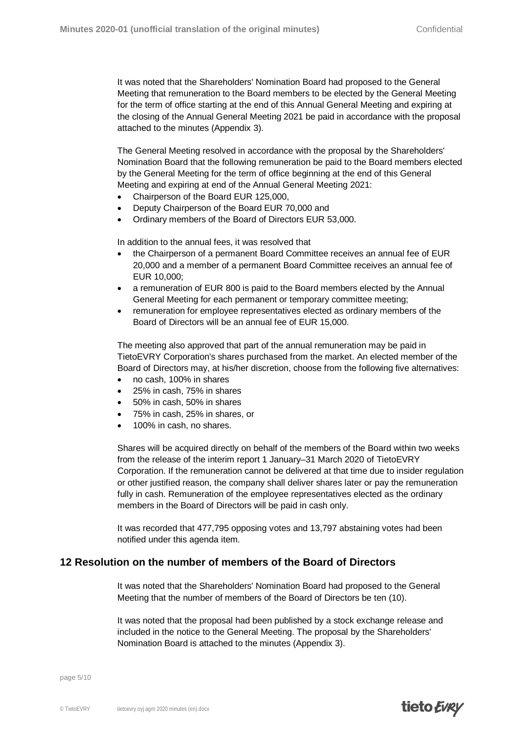It was noted that the Shareholders' Nomination Board had proposed to the General Meeting that remuneration to the Board members to be elected by the General Meeting for the term of office starting at the end of this Annual General Meeting and expiring at the closing of the Annual General Meeting 2021 be paid in accordance with the proposal attached to the minutes (Appendix 3).

The General Meeting resolved in accordance with the proposal by the Shareholders' Nomination Board that the following remuneration be paid to the Board members elected by the General Meeting for the term of office beginning at the end of this General Meeting and expiring at end of the Annual General Meeting 2021:

- Chairperson of the Board EUR 125,000,
- Deputy Chairperson of the Board EUR 70,000 and
- Ordinary members of the Board of Directors EUR 53,000.

In addition to the annual fees, it was resolved that

- the Chairperson of a permanent Board Committee receives an annual fee of EUR 20,000 and a member of a permanent Board Committee receives an annual fee of EUR 10,000;
- a remuneration of EUR 800 is paid to the Board members elected by the Annual General Meeting for each permanent or temporary committee meeting;
- remuneration for employee representatives elected as ordinary members of the Board of Directors will be an annual fee of EUR 15,000.

The meeting also approved that part of the annual remuneration may be paid in TietoEVRY Corporation's shares purchased from the market. An elected member of the Board of Directors may, at his/her discretion, choose from the following five alternatives:

- no cash, 100% in shares
- 25% in cash, 75% in shares
- 50% in cash, 50% in shares
- 75% in cash, 25% in shares, or
- 100% in cash, no shares.

Shares will be acquired directly on behalf of the members of the Board within two weeks from the release of the interim report 1 January–31 March 2020 of TietoEVRY Corporation. If the remuneration cannot be delivered at that time due to insider regulation or other justified reason, the company shall deliver shares later or pay the remuneration fully in cash. Remuneration of the employee representatives elected as the ordinary members in the Board of Directors will be paid in cash only.

It was recorded that 477,795 opposing votes and 13,797 abstaining votes had been notified under this agenda item.

## 12 Resolution on the number of members of the Board of Directors

It was noted that the Shareholders' Nomination Board had proposed to the General Meeting that the number of members of the Board of Directors be ten (10).

It was noted that the proposal had been published by a stock exchange release and included in the notice to the General Meeting. The proposal by the Shareholders' Nomination Board is attached to the minutes (Appendix 3).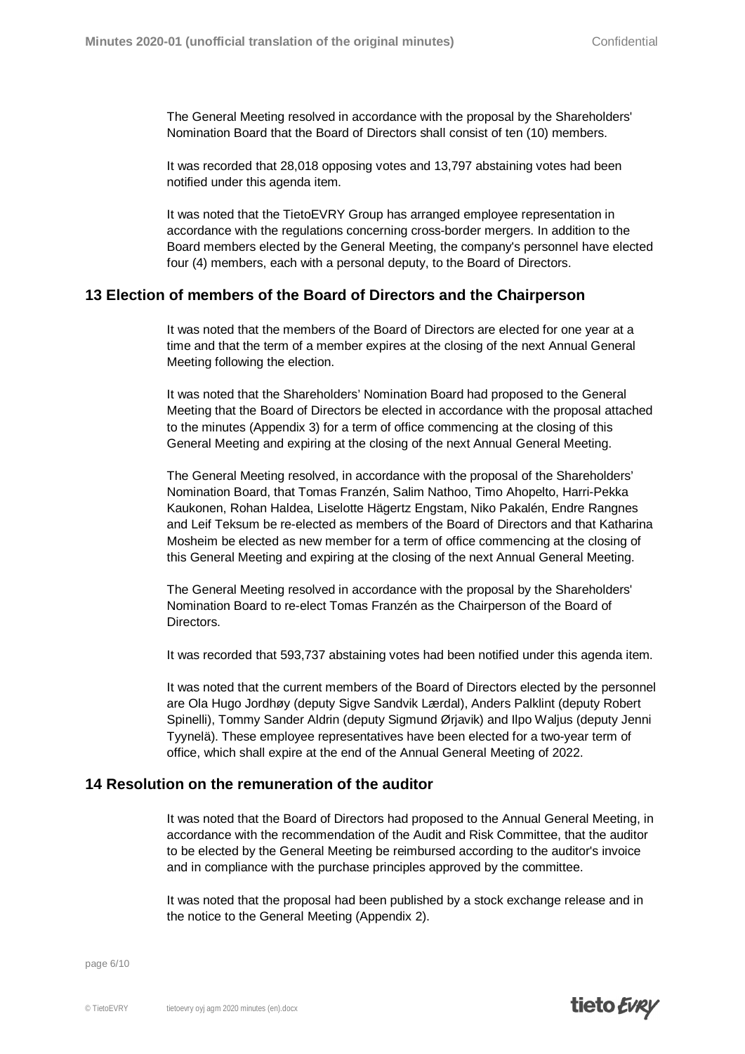The General Meeting resolved in accordance with the proposal by the Shareholders' Nomination Board that the Board of Directors shall consist of ten (10) members.

It was recorded that 28,018 opposing votes and 13,797 abstaining votes had been notified under this agenda item.

It was noted that the TietoEVRY Group has arranged employee representation in accordance with the regulations concerning cross-border mergers. In addition to the Board members elected by the General Meeting, the company's personnel have elected four (4) members, each with a personal deputy, to the Board of Directors.

## 13 Election of members of the Board of Directors and the Chairperson

It was noted that the members of the Board of Directors are elected for one year at a time and that the term of a member expires at the closing of the next Annual General Meeting following the election.

It was noted that the Shareholders' Nomination Board had proposed to the General Meeting that the Board of Directors be elected in accordance with the proposal attached to the minutes (Appendix 3) for a term of office commencing at the closing of this General Meeting and expiring at the closing of the next Annual General Meeting.

The General Meeting resolved, in accordance with the proposal of the Shareholders' Nomination Board, that Tomas Franzén, Salim Nathoo, Timo Ahopelto, Harri-Pekka Kaukonen, Rohan Haldea, Liselotte Hägertz Engstam, Niko Pakalén, Endre Rangnes and Leif Teksum be re-elected as members of the Board of Directors and that Katharina Mosheim be elected as new member for a term of office commencing at the closing of this General Meeting and expiring at the closing of the next Annual General Meeting.

The General Meeting resolved in accordance with the proposal by the Shareholders' Nomination Board to re-elect Tomas Franzén as the Chairperson of the Board of Directors.

It was recorded that 593,737 abstaining votes had been notified under this agenda item.

It was noted that the current members of the Board of Directors elected by the personnel are Ola Hugo Jordhøy (deputy Sigve Sandvik Lærdal), Anders Palklint (deputy Robert Spinelli), Tommy Sander Aldrin (deputy Sigmund Ørjavik) and Ilpo Waljus (deputy Jenni Tyynelä). These employee representatives have been elected for a two-year term of office, which shall expire at the end of the Annual General Meeting of 2022.

## 14 Resolution on the remuneration of the auditor

It was noted that the Board of Directors had proposed to the Annual General Meeting, in accordance with the recommendation of the Audit and Risk Committee, that the auditor to be elected by the General Meeting be reimbursed according to the auditor's invoice and in compliance with the purchase principles approved by the committee.

It was noted that the proposal had been published by a stock exchange release and in the notice to the General Meeting (Appendix 2).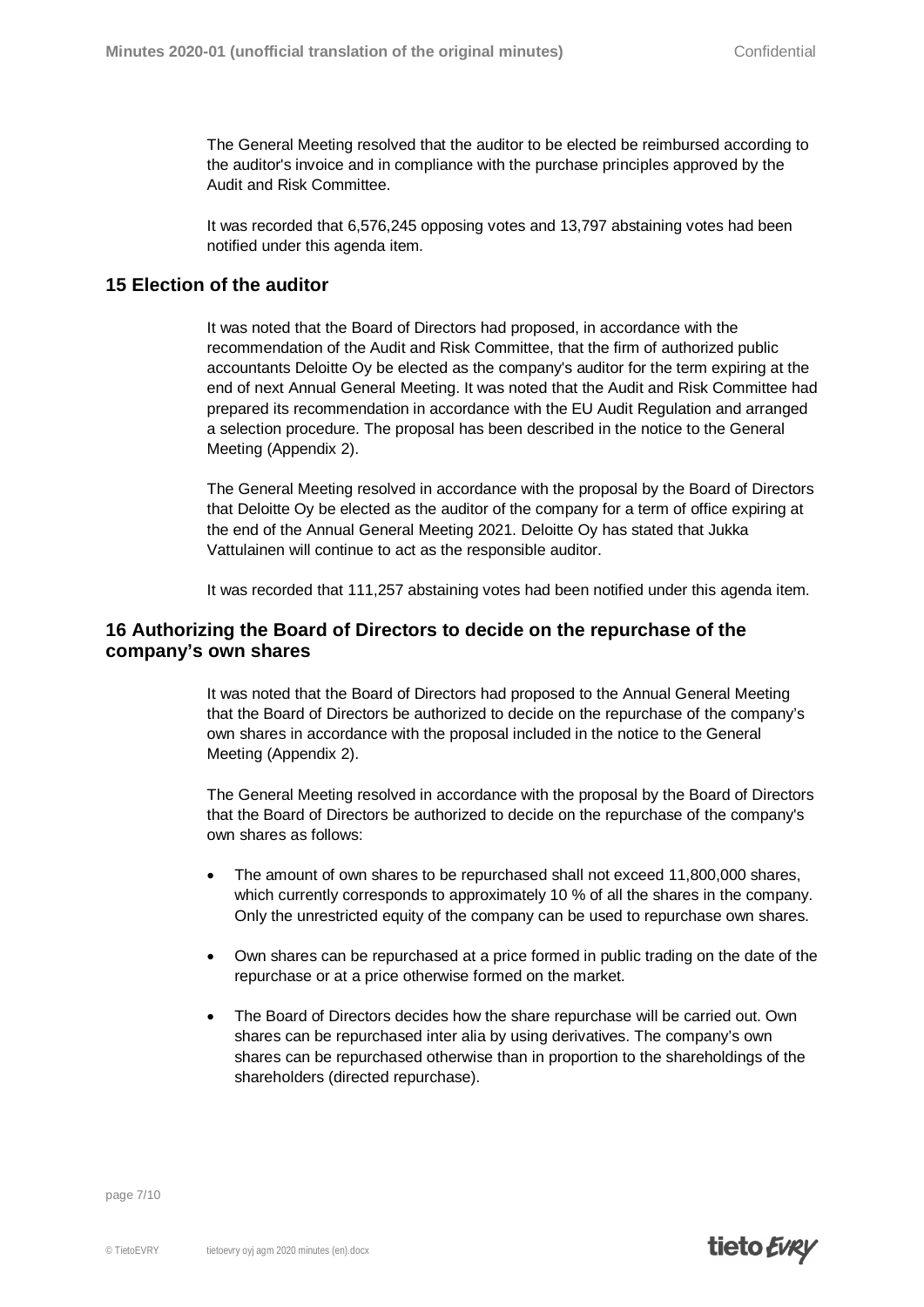The General Meeting resolved that the auditor to be elected be reimbursed according to the auditor's invoice and in compliance with the purchase principles approved by the Audit and Risk Committee.

It was recorded that 6,576,245 opposing votes and 13,797 abstaining votes had been notified under this agenda item.

## 15 Election of the auditor

It was noted that the Board of Directors had proposed, in accordance with the recommendation of the Audit and Risk Committee, that the firm of authorized public accountants Deloitte Oy be elected as the company's auditor for the term expiring at the end of next Annual General Meeting. It was noted that the Audit and Risk Committee had prepared its recommendation in accordance with the EU Audit Regulation and arranged a selection procedure. The proposal has been described in the notice to the General Meeting (Appendix 2).

The General Meeting resolved in accordance with the proposal by the Board of Directors that Deloitte Oy be elected as the auditor of the company for a term of office expiring at the end of the Annual General Meeting 2021. Deloitte Oy has stated that Jukka Vattulainen will continue to act as the responsible auditor.

It was recorded that 111,257 abstaining votes had been notified under this agenda item.

## 16 Authorizing the Board of Directors to decide on the repurchase of the company's own shares

It was noted that the Board of Directors had proposed to the Annual General Meeting that the Board of Directors be authorized to decide on the repurchase of the company's own shares in accordance with the proposal included in the notice to the General Meeting (Appendix 2).

The General Meeting resolved in accordance with the proposal by the Board of Directors that the Board of Directors be authorized to decide on the repurchase of the company's own shares as follows:

- The amount of own shares to be repurchased shall not exceed 11,800,000 shares, which currently corresponds to approximately 10 % of all the shares in the company. Only the unrestricted equity of the company can be used to repurchase own shares.
- Own shares can be repurchased at a price formed in public trading on the date of the repurchase or at a price otherwise formed on the market.
- The Board of Directors decides how the share repurchase will be carried out. Own shares can be repurchased inter alia by using derivatives. The company's own shares can be repurchased otherwise than in proportion to the shareholdings of the shareholders (directed repurchase).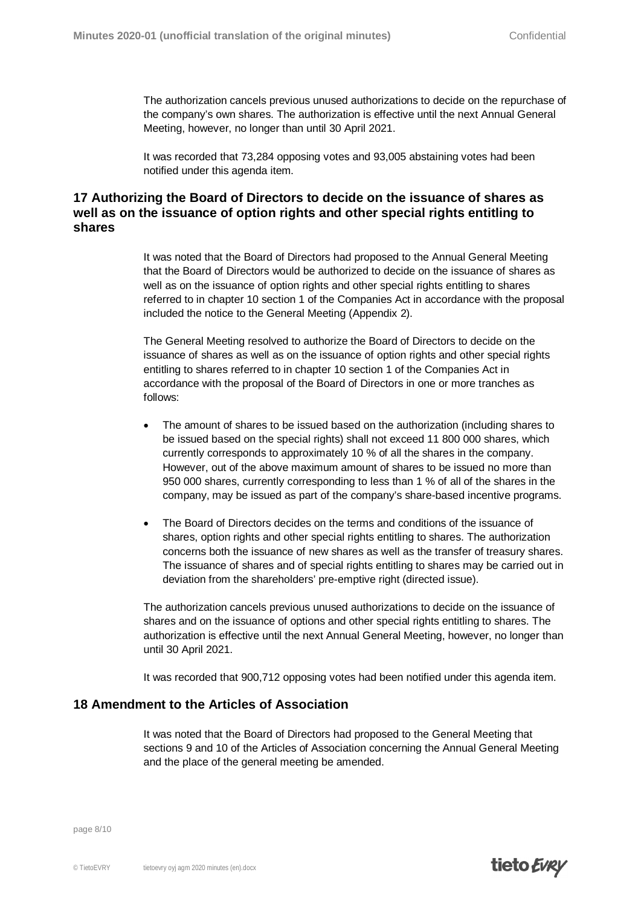The authorization cancels previous unused authorizations to decide on the repurchase of the company's own shares. The authorization is effective until the next Annual General Meeting, however, no longer than until 30 April 2021.

It was recorded that 73,284 opposing votes and 93,005 abstaining votes had been notified under this agenda item.

## 17 Authorizing the Board of Directors to decide on the issuance of shares as well as on the issuance of option rights and other special rights entitling to shares

It was noted that the Board of Directors had proposed to the Annual General Meeting that the Board of Directors would be authorized to decide on the issuance of shares as well as on the issuance of option rights and other special rights entitling to shares referred to in chapter 10 section 1 of the Companies Act in accordance with the proposal included the notice to the General Meeting (Appendix 2).

The General Meeting resolved to authorize the Board of Directors to decide on the issuance of shares as well as on the issuance of option rights and other special rights entitling to shares referred to in chapter 10 section 1 of the Companies Act in accordance with the proposal of the Board of Directors in one or more tranches as follows:

- The amount of shares to be issued based on the authorization (including shares to be issued based on the special rights) shall not exceed 11 800 000 shares, which currently corresponds to approximately 10 % of all the shares in the company. However, out of the above maximum amount of shares to be issued no more than 950 000 shares, currently corresponding to less than 1 % of all of the shares in the company, may be issued as part of the company's share-based incentive programs.
- The Board of Directors decides on the terms and conditions of the issuance of shares, option rights and other special rights entitling to shares. The authorization concerns both the issuance of new shares as well as the transfer of treasury shares. The issuance of shares and of special rights entitling to shares may be carried out in deviation from the shareholders' pre-emptive right (directed issue).

The authorization cancels previous unused authorizations to decide on the issuance of shares and on the issuance of options and other special rights entitling to shares. The authorization is effective until the next Annual General Meeting, however, no longer than until 30 April 2021.

It was recorded that 900,712 opposing votes had been notified under this agenda item.

## 18 Amendment to the Articles of Association

It was noted that the Board of Directors had proposed to the General Meeting that sections 9 and 10 of the Articles of Association concerning the Annual General Meeting and the place of the general meeting be amended.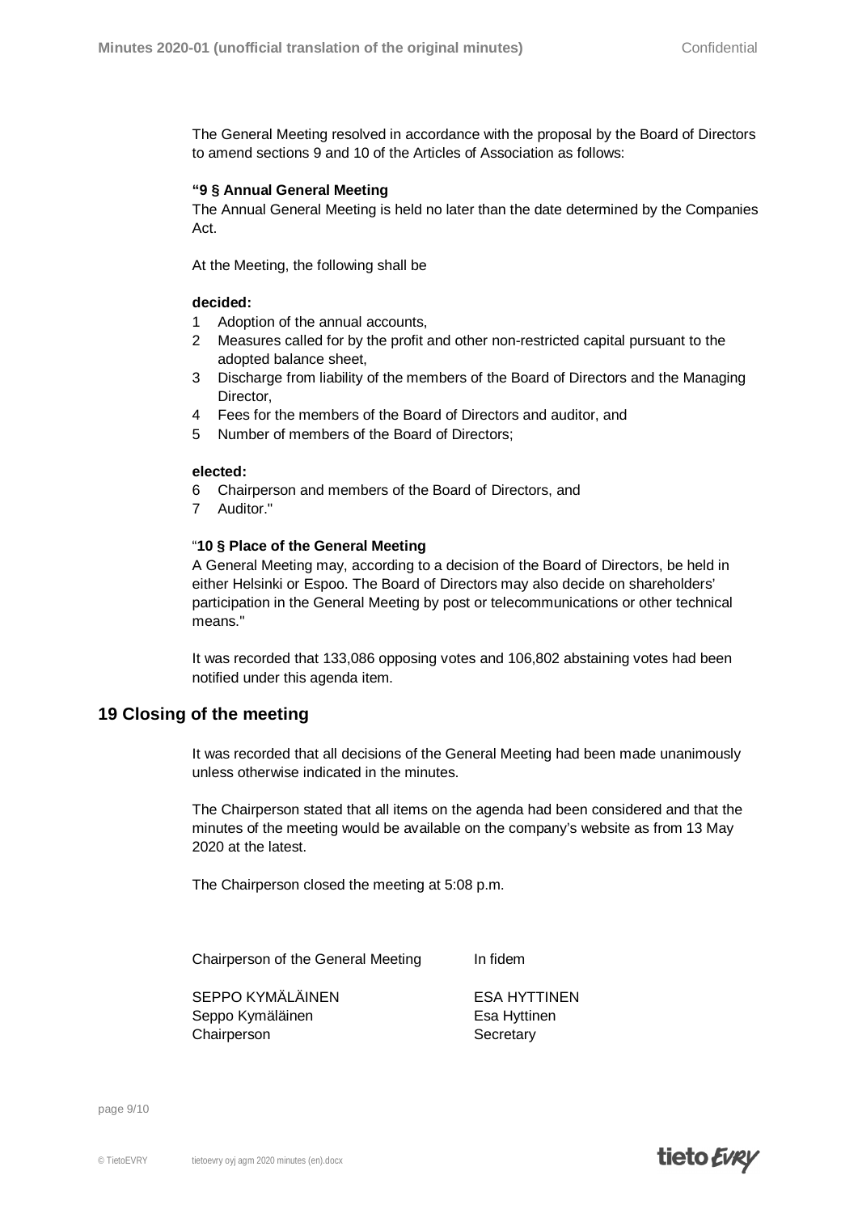The General Meeting resolved in accordance with the proposal by the Board of Directors to amend sections 9 and 10 of the Articles of Association as follows:

**"9 § Annual General Meeting**
The Annual General Meeting is held no later than the date determined by the Companies Act.

At the Meeting, the following shall be

**decided:**

1 Adoption of the annual accounts,
2 Measures called for by the profit and other non-restricted capital pursuant to the adopted balance sheet,
3 Discharge from liability of the members of the Board of Directors and the Managing Director,
4 Fees for the members of the Board of Directors and auditor, and
5 Number of members of the Board of Directors;

**elected:**

6 Chairperson and members of the Board of Directors, and
7 Auditor."

"**10 § Place of the General Meeting**
A General Meeting may, according to a decision of the Board of Directors, be held in either Helsinki or Espoo. The Board of Directors may also decide on shareholders' participation in the General Meeting by post or telecommunications or other technical means."

It was recorded that 133,086 opposing votes and 106,802 abstaining votes had been notified under this agenda item.

## 19 Closing of the meeting

It was recorded that all decisions of the General Meeting had been made unanimously unless otherwise indicated in the minutes.

The Chairperson stated that all items on the agenda had been considered and that the minutes of the meeting would be available on the company's website as from 13 May 2020 at the latest.

The Chairperson closed the meeting at 5:08 p.m.

| Chairperson of the General Meeting | In fidem |
|---|---|
| SEPPO KYMÄLÄINEN | ESA HYTTINEN |
| Seppo Kymäläinen | Esa Hyttinen |
| Chairperson | Secretary |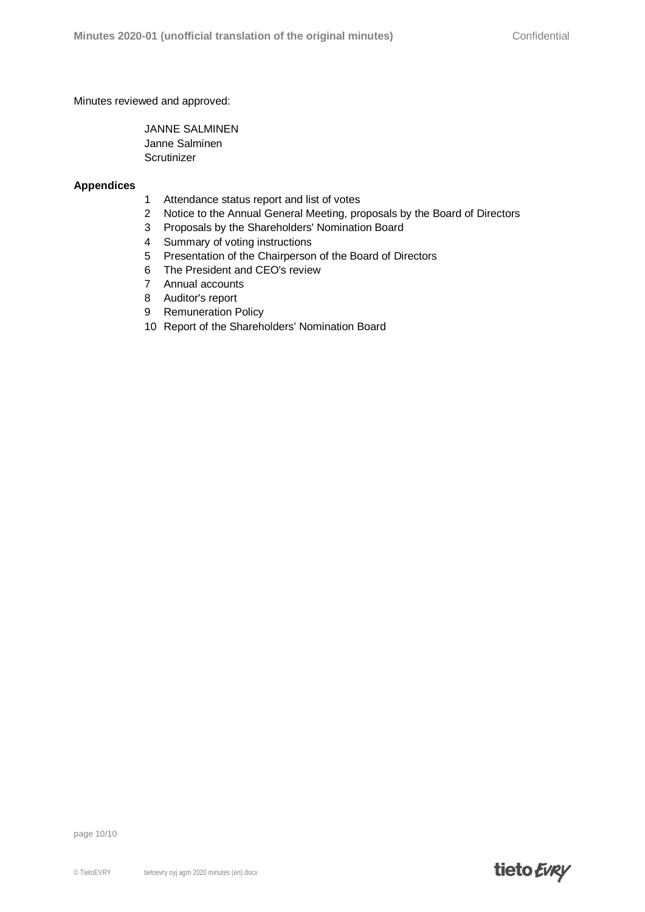Minutes reviewed and approved:

JANNE SALMINEN
Janne Salminen
Scrutinizer

**Appendices**

1. Attendance status report and list of votes
2. Notice to the Annual General Meeting, proposals by the Board of Directors
3. Proposals by the Shareholders' Nomination Board
4. Summary of voting instructions
5. Presentation of the Chairperson of the Board of Directors
6. The President and CEO's review
7. Annual accounts
8. Auditor's report
9. Remuneration Policy
10. Report of the Shareholders' Nomination Board